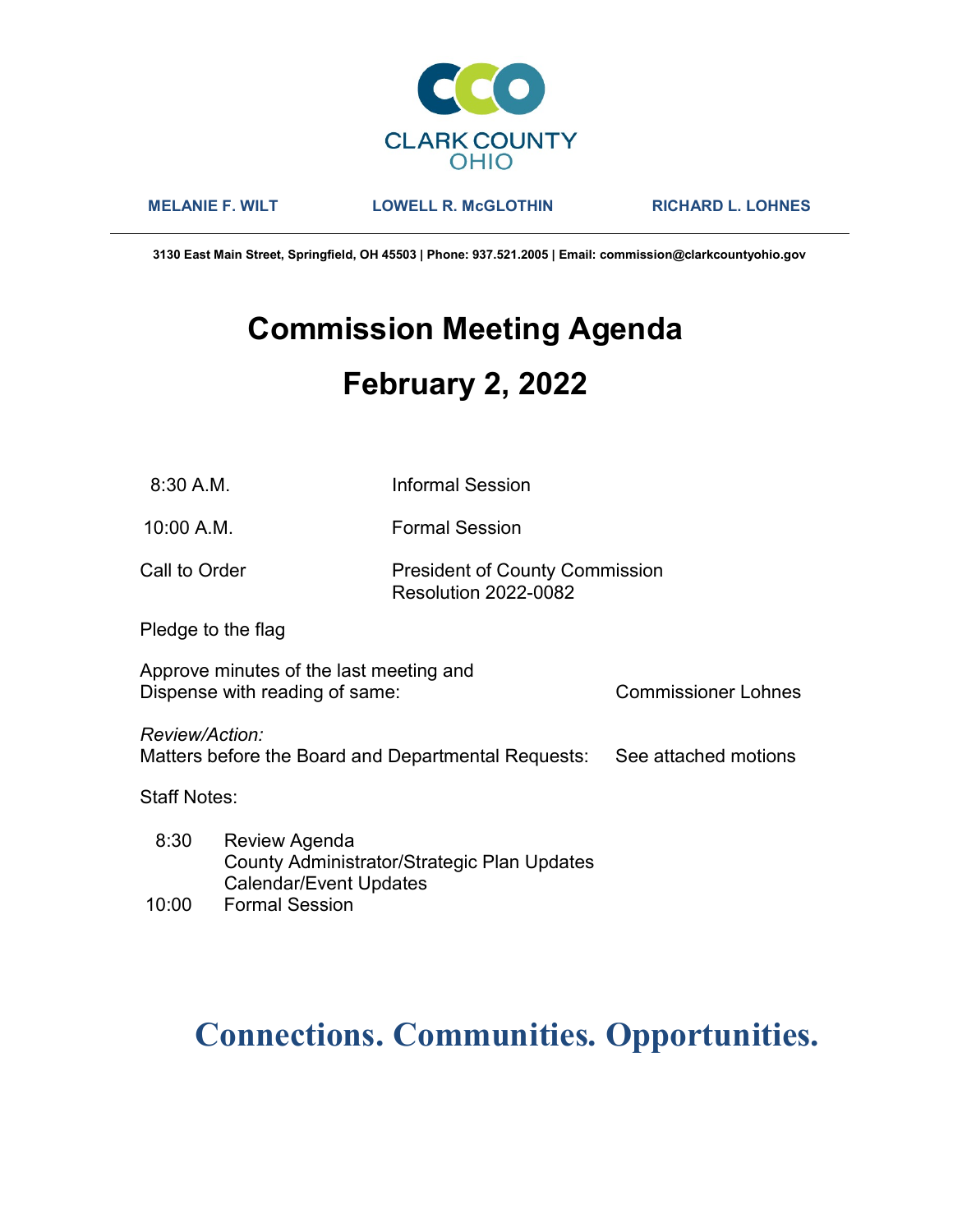CLARK COUNTY
OHIO

**MELANIE F. WILT** **LOWELL R. McGLOTHIN** **RICHARD L. LOHNES**

**3130 East Main Street, Springfield, OH 45503 | Phone: 937.521.2005 | Email: commission@clarkcountyohio.gov**

# Commission Meeting Agenda

# February 2, 2022

| | |
|---|---|
| 8:30 A.M. | Informal Session |
| 10:00 A.M. | Formal Session |
| Call to Order | President of County Commission<br>Resolution 2022-0082 |

Pledge to the flag

Approve minutes of the last meeting and Dispense with reading of same: Commissioner Lohnes

*Review/Action:*
Matters before the Board and Departmental Requests: See attached motions

Staff Notes:

| | |
|---|---|
| 8:30 | Review Agenda<br>County Administrator/Strategic Plan Updates<br>Calendar/Event Updates |
| 10:00 | Formal Session |

**Connections. Communities. Opportunities.**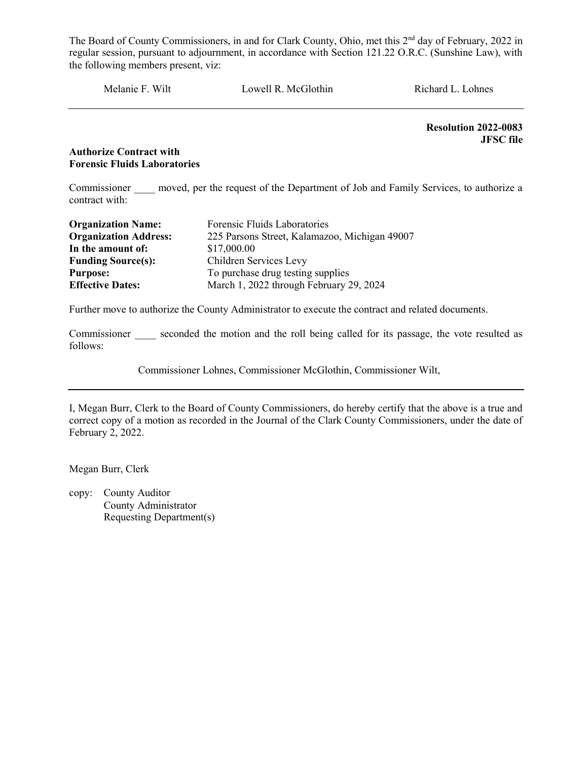The Board of County Commissioners, in and for Clark County, Ohio, met this 2nd day of February, 2022 in regular session, pursuant to adjournment, in accordance with Section 121.22 O.R.C. (Sunshine Law), with the following members present, viz:

Melanie F. Wilt　　　　Lowell R. McGlothin　　　　Richard L. Lohnes

---

**Resolution 2022-0083**
**JFSC file**

**Authorize Contract with**
**Forensic Fluids Laboratories**

Commissioner ____ moved, per the request of the Department of Job and Family Services, to authorize a contract with:

| | |
|---|---|
| **Organization Name:** | Forensic Fluids Laboratories |
| **Organization Address:** | 225 Parsons Street, Kalamazoo, Michigan 49007 |
| **In the amount of:** | $17,000.00 |
| **Funding Source(s):** | Children Services Levy |
| **Purpose:** | To purchase drug testing supplies |
| **Effective Dates:** | March 1, 2022 through February 29, 2024 |

Further move to authorize the County Administrator to execute the contract and related documents.

Commissioner ____ seconded the motion and the roll being called for its passage, the vote resulted as follows:

Commissioner Lohnes, Commissioner McGlothin, Commissioner Wilt,

---

I, Megan Burr, Clerk to the Board of County Commissioners, do hereby certify that the above is a true and correct copy of a motion as recorded in the Journal of the Clark County Commissioners, under the date of February 2, 2022.

Megan Burr, Clerk

copy: County Auditor
County Administrator
Requesting Department(s)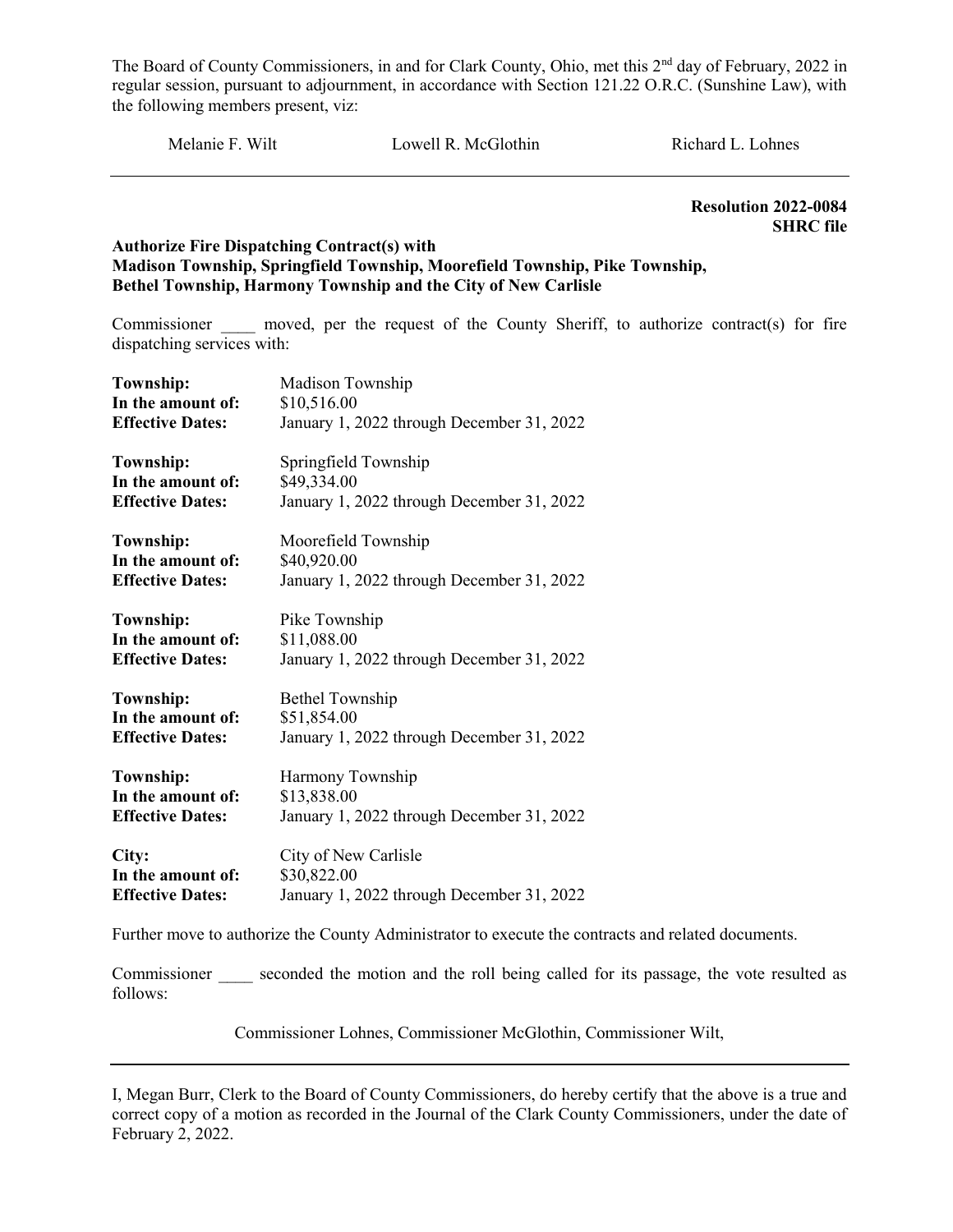The Board of County Commissioners, in and for Clark County, Ohio, met this 2nd day of February, 2022 in regular session, pursuant to adjournment, in accordance with Section 121.22 O.R.C. (Sunshine Law), with the following members present, viz:

| | | |
|---|---|---|
| Melanie F. Wilt | Lowell R. McGlothin | Richard L. Lohnes |

---

**Resolution 2022-0084**
**SHRC file**

**Authorize Fire Dispatching Contract(s) with**
**Madison Township, Springfield Township, Moorefield Township, Pike Township, Bethel Township, Harmony Township and the City of New Carlisle**

Commissioner ____ moved, per the request of the County Sheriff, to authorize contract(s) for fire dispatching services with:

| | |
|---|---|
| **Township:** | Madison Township |
| **In the amount of:** | $10,516.00 |
| **Effective Dates:** | January 1, 2022 through December 31, 2022 |
| **Township:** | Springfield Township |
| **In the amount of:** | $49,334.00 |
| **Effective Dates:** | January 1, 2022 through December 31, 2022 |
| **Township:** | Moorefield Township |
| **In the amount of:** | $40,920.00 |
| **Effective Dates:** | January 1, 2022 through December 31, 2022 |
| **Township:** | Pike Township |
| **In the amount of:** | $11,088.00 |
| **Effective Dates:** | January 1, 2022 through December 31, 2022 |
| **Township:** | Bethel Township |
| **In the amount of:** | $51,854.00 |
| **Effective Dates:** | January 1, 2022 through December 31, 2022 |
| **Township:** | Harmony Township |
| **In the amount of:** | $13,838.00 |
| **Effective Dates:** | January 1, 2022 through December 31, 2022 |
| **City:** | City of New Carlisle |
| **In the amount of:** | $30,822.00 |
| **Effective Dates:** | January 1, 2022 through December 31, 2022 |

Further move to authorize the County Administrator to execute the contracts and related documents.

Commissioner ____ seconded the motion and the roll being called for its passage, the vote resulted as follows:

Commissioner Lohnes, Commissioner McGlothin, Commissioner Wilt,

---

I, Megan Burr, Clerk to the Board of County Commissioners, do hereby certify that the above is a true and correct copy of a motion as recorded in the Journal of the Clark County Commissioners, under the date of February 2, 2022.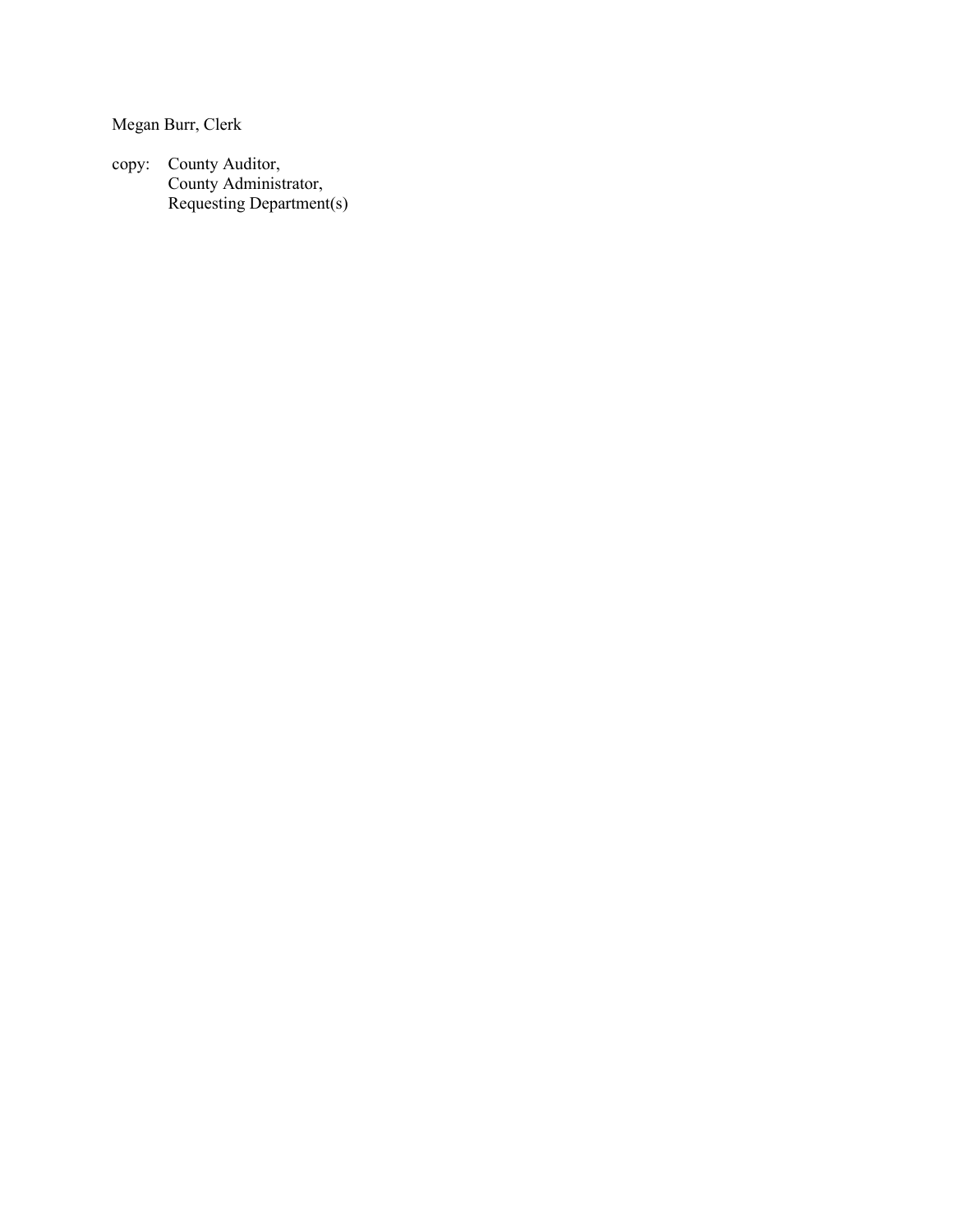Megan Burr, Clerk

copy: County Auditor,
County Administrator,
Requesting Department(s)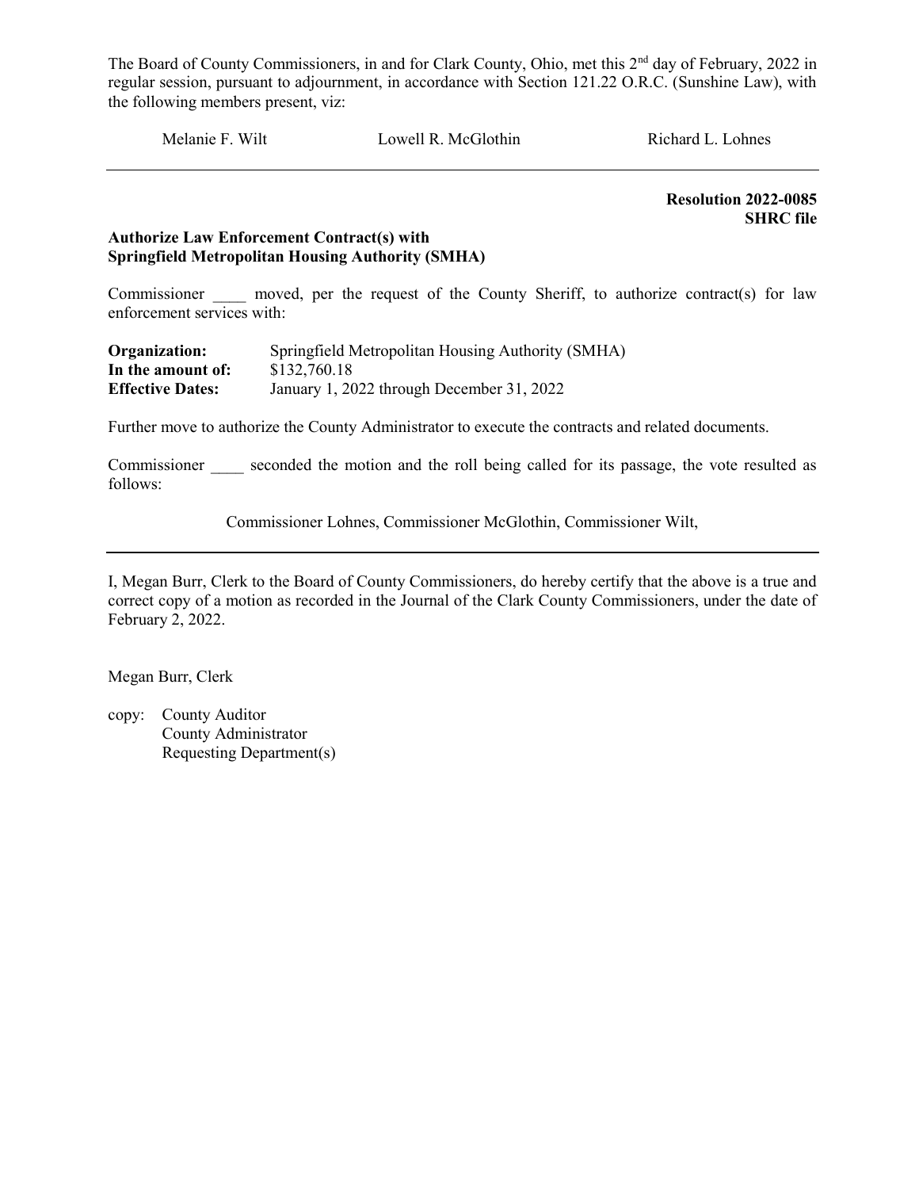The Board of County Commissioners, in and for Clark County, Ohio, met this 2nd day of February, 2022 in regular session, pursuant to adjournment, in accordance with Section 121.22 O.R.C. (Sunshine Law), with the following members present, viz:

Melanie F. Wilt Lowell R. McGlothin Richard L. Lohnes

---

**Resolution 2022-0085**
**SHRC file**

**Authorize Law Enforcement Contract(s) with Springfield Metropolitan Housing Authority (SMHA)**

Commissioner ____ moved, per the request of the County Sheriff, to authorize contract(s) for law enforcement services with:

| | |
|---|---|
| **Organization:** | Springfield Metropolitan Housing Authority (SMHA) |
| **In the amount of:** | $132,760.18 |
| **Effective Dates:** | January 1, 2022 through December 31, 2022 |

Further move to authorize the County Administrator to execute the contracts and related documents.

Commissioner ____ seconded the motion and the roll being called for its passage, the vote resulted as follows:

Commissioner Lohnes, Commissioner McGlothin, Commissioner Wilt,

---

I, Megan Burr, Clerk to the Board of County Commissioners, do hereby certify that the above is a true and correct copy of a motion as recorded in the Journal of the Clark County Commissioners, under the date of February 2, 2022.

Megan Burr, Clerk

copy: County Auditor
County Administrator
Requesting Department(s)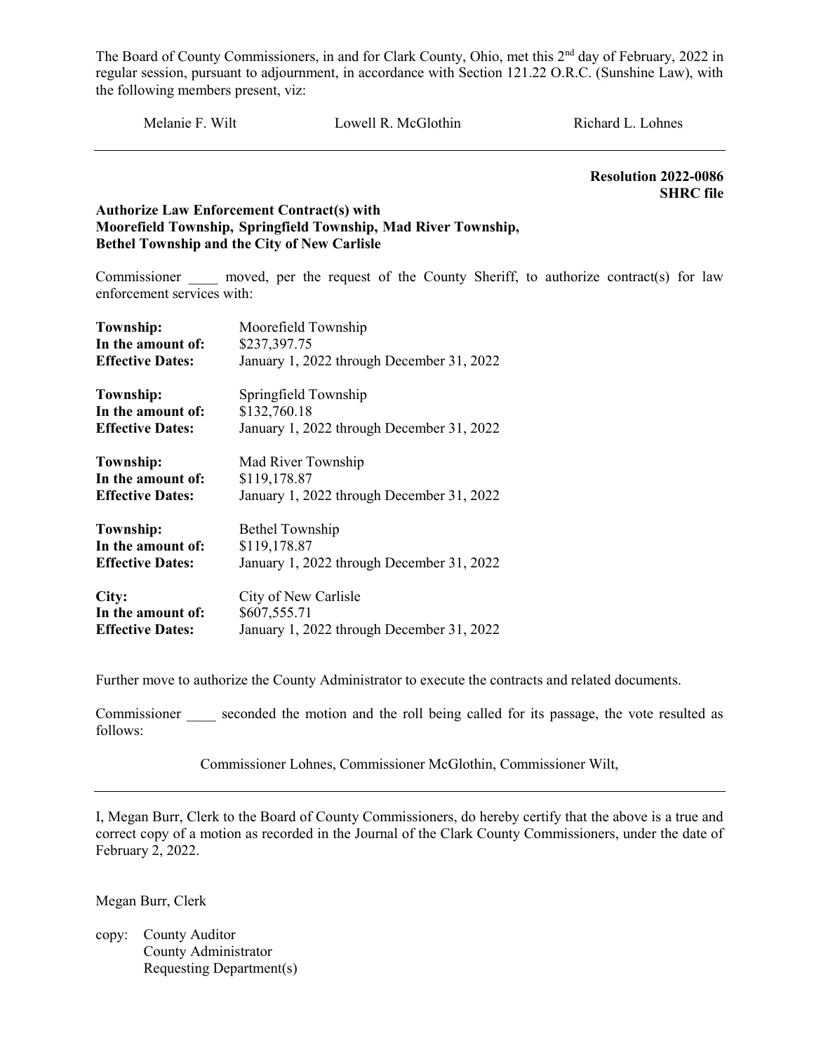The Board of County Commissioners, in and for Clark County, Ohio, met this 2nd day of February, 2022 in regular session, pursuant to adjournment, in accordance with Section 121.22 O.R.C. (Sunshine Law), with the following members present, viz:

| | | |
|---|---|---|
| Melanie F. Wilt | Lowell R. McGlothin | Richard L. Lohnes |

---

**Resolution 2022-0086**
**SHRC file**

**Authorize Law Enforcement Contract(s) with Moorefield Township, Springfield Township, Mad River Township, Bethel Township and the City of New Carlisle**

Commissioner ____ moved, per the request of the County Sheriff, to authorize contract(s) for law enforcement services with:

| | |
|---|---|
| **Township:** | Moorefield Township |
| **In the amount of:** | $237,397.75 |
| **Effective Dates:** | January 1, 2022 through December 31, 2022 |
| | |
| **Township:** | Springfield Township |
| **In the amount of:** | $132,760.18 |
| **Effective Dates:** | January 1, 2022 through December 31, 2022 |
| | |
| **Township:** | Mad River Township |
| **In the amount of:** | $119,178.87 |
| **Effective Dates:** | January 1, 2022 through December 31, 2022 |
| | |
| **Township:** | Bethel Township |
| **In the amount of:** | $119,178.87 |
| **Effective Dates:** | January 1, 2022 through December 31, 2022 |
| | |
| **City:** | City of New Carlisle |
| **In the amount of:** | $607,555.71 |
| **Effective Dates:** | January 1, 2022 through December 31, 2022 |

Further move to authorize the County Administrator to execute the contracts and related documents.

Commissioner ____ seconded the motion and the roll being called for its passage, the vote resulted as follows:

Commissioner Lohnes, Commissioner McGlothin, Commissioner Wilt,

---

I, Megan Burr, Clerk to the Board of County Commissioners, do hereby certify that the above is a true and correct copy of a motion as recorded in the Journal of the Clark County Commissioners, under the date of February 2, 2022.

Megan Burr, Clerk

copy: County Auditor
County Administrator
Requesting Department(s)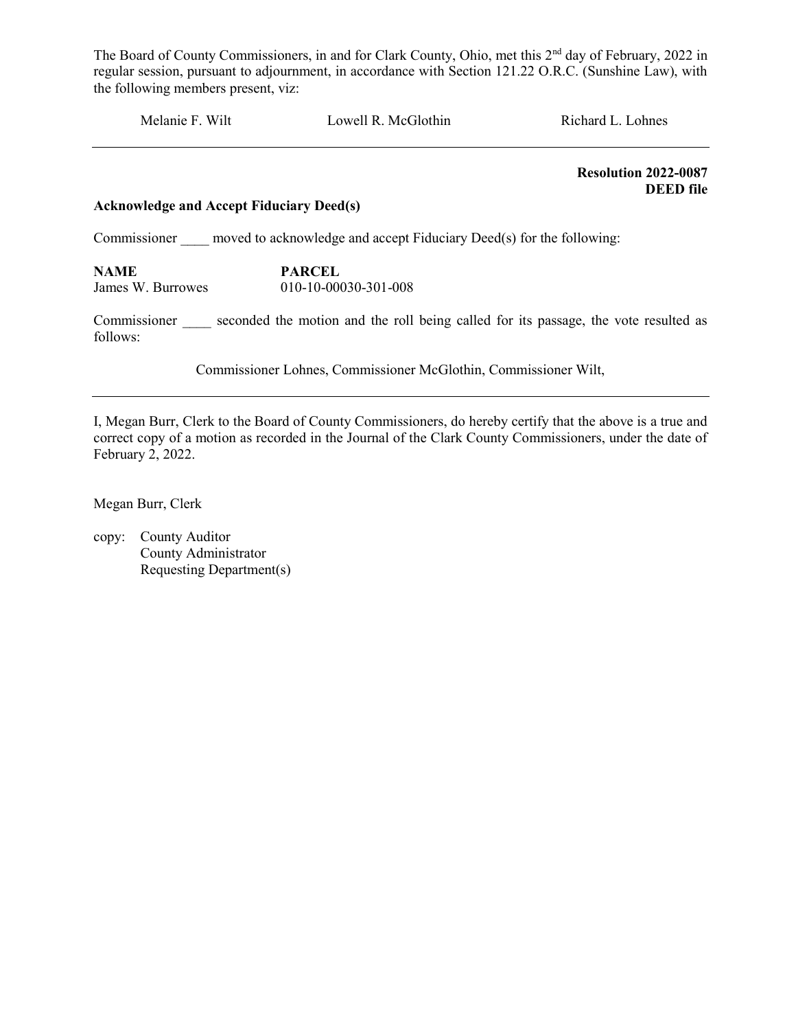The Board of County Commissioners, in and for Clark County, Ohio, met this 2nd day of February, 2022 in regular session, pursuant to adjournment, in accordance with Section 121.22 O.R.C. (Sunshine Law), with the following members present, viz:

Melanie F. Wilt          Lowell R. McGlothin          Richard L. Lohnes

---

**Resolution 2022-0087**
**DEED file**

**Acknowledge and Accept Fiduciary Deed(s)**

Commissioner ____ moved to acknowledge and accept Fiduciary Deed(s) for the following:

| NAME | PARCEL |
|---|---|
| James W. Burrowes | 010-10-00030-301-008 |

Commissioner ____ seconded the motion and the roll being called for its passage, the vote resulted as follows:

Commissioner Lohnes, Commissioner McGlothin, Commissioner Wilt,

---

I, Megan Burr, Clerk to the Board of County Commissioners, do hereby certify that the above is a true and correct copy of a motion as recorded in the Journal of the Clark County Commissioners, under the date of February 2, 2022.

Megan Burr, Clerk

copy: County Auditor
County Administrator
Requesting Department(s)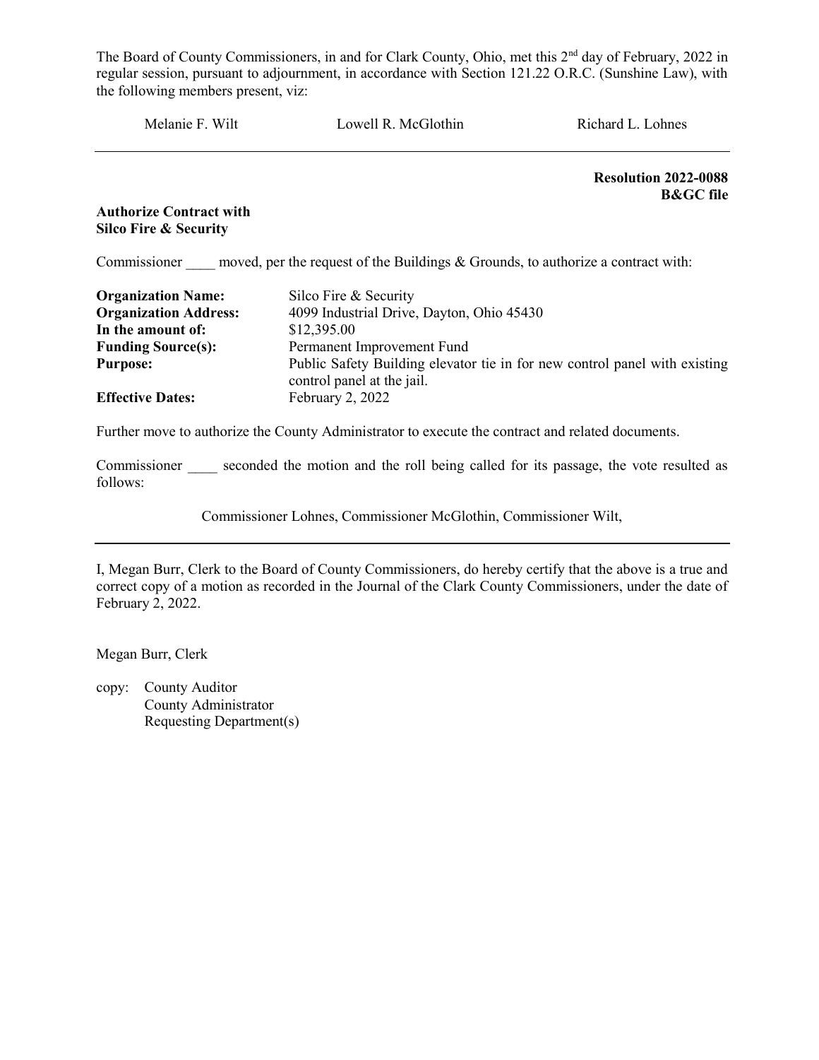The Board of County Commissioners, in and for Clark County, Ohio, met this 2nd day of February, 2022 in regular session, pursuant to adjournment, in accordance with Section 121.22 O.R.C. (Sunshine Law), with the following members present, viz:

Melanie F. Wilt    Lowell R. McGlothin    Richard L. Lohnes

---

**Resolution 2022-0088**
**B&GC file**

**Authorize Contract with Silco Fire & Security**

Commissioner ____ moved, per the request of the Buildings & Grounds, to authorize a contract with:

| | |
|---|---|
| **Organization Name:** | Silco Fire & Security |
| **Organization Address:** | 4099 Industrial Drive, Dayton, Ohio 45430 |
| **In the amount of:** | $12,395.00 |
| **Funding Source(s):** | Permanent Improvement Fund |
| **Purpose:** | Public Safety Building elevator tie in for new control panel with existing control panel at the jail. |
| **Effective Dates:** | February 2, 2022 |

Further move to authorize the County Administrator to execute the contract and related documents.

Commissioner ____ seconded the motion and the roll being called for its passage, the vote resulted as follows:

Commissioner Lohnes, Commissioner McGlothin, Commissioner Wilt,

---

I, Megan Burr, Clerk to the Board of County Commissioners, do hereby certify that the above is a true and correct copy of a motion as recorded in the Journal of the Clark County Commissioners, under the date of February 2, 2022.

Megan Burr, Clerk

copy: County Auditor
County Administrator
Requesting Department(s)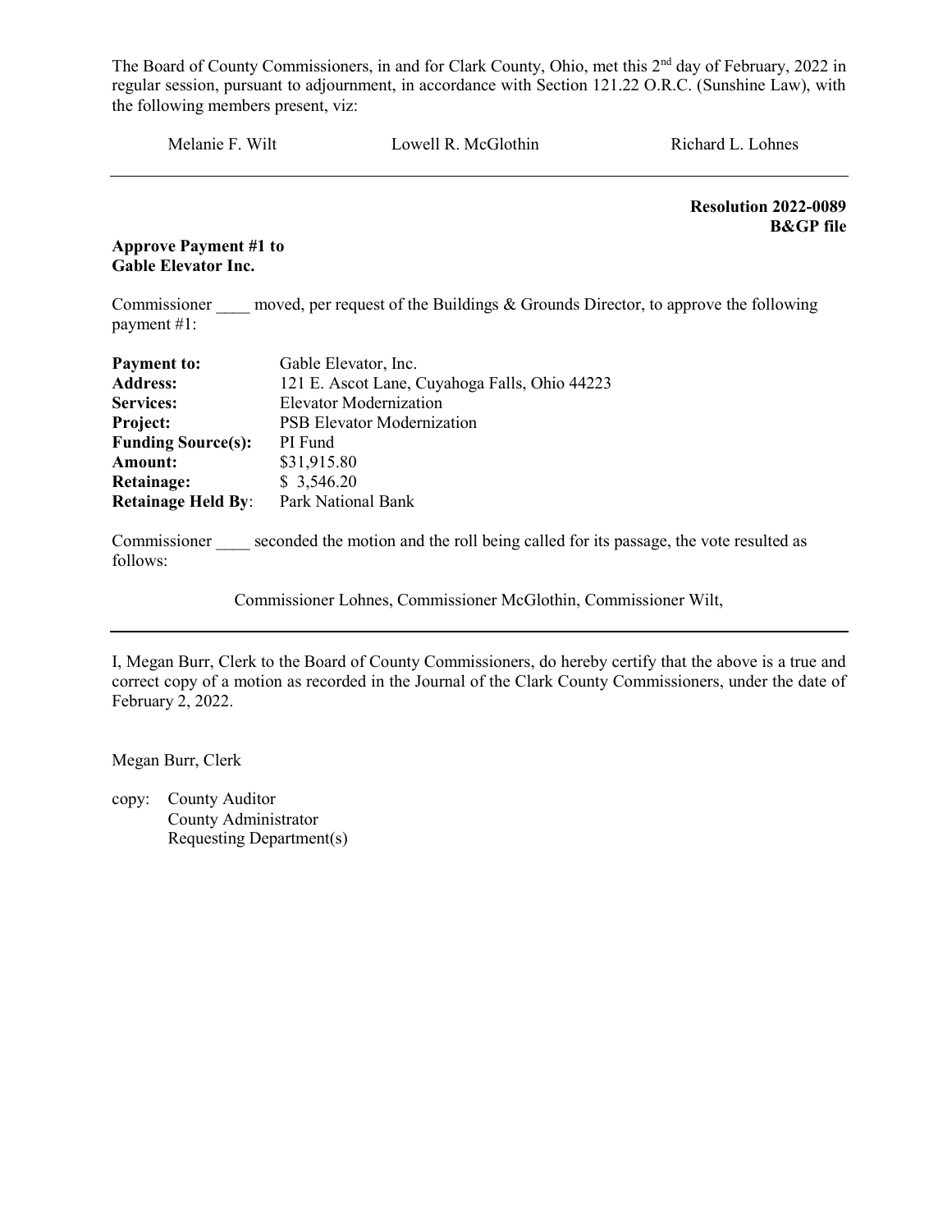The Board of County Commissioners, in and for Clark County, Ohio, met this 2nd day of February, 2022 in regular session, pursuant to adjournment, in accordance with Section 121.22 O.R.C. (Sunshine Law), with the following members present, viz:

Melanie F. Wilt Lowell R. McGlothin Richard L. Lohnes

---

**Resolution 2022-0089**
**B&GP file**

**Approve Payment #1 to Gable Elevator Inc.**

Commissioner ____ moved, per request of the Buildings & Grounds Director, to approve the following payment #1:

| | |
|---|---|
| **Payment to:** | Gable Elevator, Inc. |
| **Address:** | 121 E. Ascot Lane, Cuyahoga Falls, Ohio 44223 |
| **Services:** | Elevator Modernization |
| **Project:** | PSB Elevator Modernization |
| **Funding Source(s):** | PI Fund |
| **Amount:** | $31,915.80 |
| **Retainage:** | $ 3,546.20 |
| **Retainage Held By:** | Park National Bank |

Commissioner ____ seconded the motion and the roll being called for its passage, the vote resulted as follows:

Commissioner Lohnes, Commissioner McGlothin, Commissioner Wilt,

---

I, Megan Burr, Clerk to the Board of County Commissioners, do hereby certify that the above is a true and correct copy of a motion as recorded in the Journal of the Clark County Commissioners, under the date of February 2, 2022.

Megan Burr, Clerk

copy: County Auditor
County Administrator
Requesting Department(s)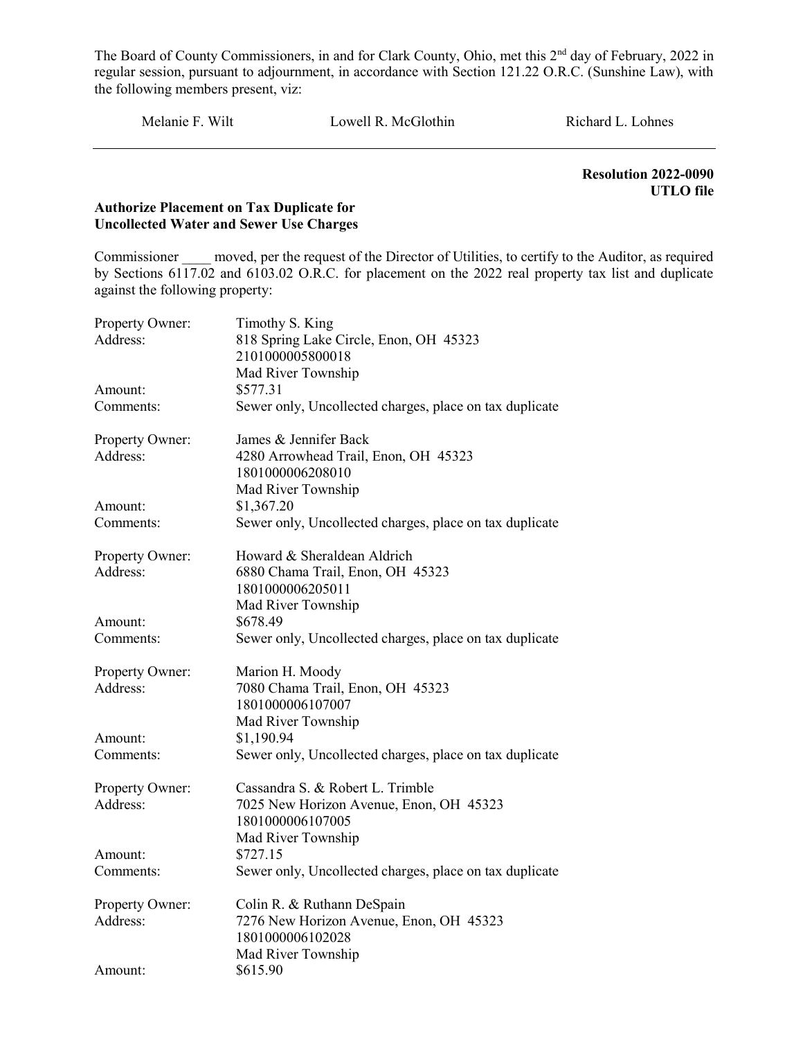The Board of County Commissioners, in and for Clark County, Ohio, met this 2nd day of February, 2022 in regular session, pursuant to adjournment, in accordance with Section 121.22 O.R.C. (Sunshine Law), with the following members present, viz:

| | | |
|---|---|---|
| Melanie F. Wilt | Lowell R. McGlothin | Richard L. Lohnes |

---

**Resolution 2022-0090**
**UTLO file**

**Authorize Placement on Tax Duplicate for Uncollected Water and Sewer Use Charges**

Commissioner ____ moved, per the request of the Director of Utilities, to certify to the Auditor, as required by Sections 6117.02 and 6103.02 O.R.C. for placement on the 2022 real property tax list and duplicate against the following property:

| | |
|---|---|
| Property Owner: | Timothy S. King |
| Address: | 818 Spring Lake Circle, Enon, OH 45323 |
| | 2101000005800018 |
| | Mad River Township |
| Amount: | \$577.31 |
| Comments: | Sewer only, Uncollected charges, place on tax duplicate |
| Property Owner: | James & Jennifer Back |
| Address: | 4280 Arrowhead Trail, Enon, OH 45323 |
| | 1801000006208010 |
| | Mad River Township |
| Amount: | \$1,367.20 |
| Comments: | Sewer only, Uncollected charges, place on tax duplicate |
| Property Owner: | Howard & Sheraldean Aldrich |
| Address: | 6880 Chama Trail, Enon, OH 45323 |
| | 1801000006205011 |
| | Mad River Township |
| Amount: | \$678.49 |
| Comments: | Sewer only, Uncollected charges, place on tax duplicate |
| Property Owner: | Marion H. Moody |
| Address: | 7080 Chama Trail, Enon, OH 45323 |
| | 1801000006107007 |
| | Mad River Township |
| Amount: | \$1,190.94 |
| Comments: | Sewer only, Uncollected charges, place on tax duplicate |
| Property Owner: | Cassandra S. & Robert L. Trimble |
| Address: | 7025 New Horizon Avenue, Enon, OH 45323 |
| | 1801000006107005 |
| | Mad River Township |
| Amount: | \$727.15 |
| Comments: | Sewer only, Uncollected charges, place on tax duplicate |
| Property Owner: | Colin R. & Ruthann DeSpain |
| Address: | 7276 New Horizon Avenue, Enon, OH 45323 |
| | 1801000006102028 |
| | Mad River Township |
| Amount: | \$615.90 |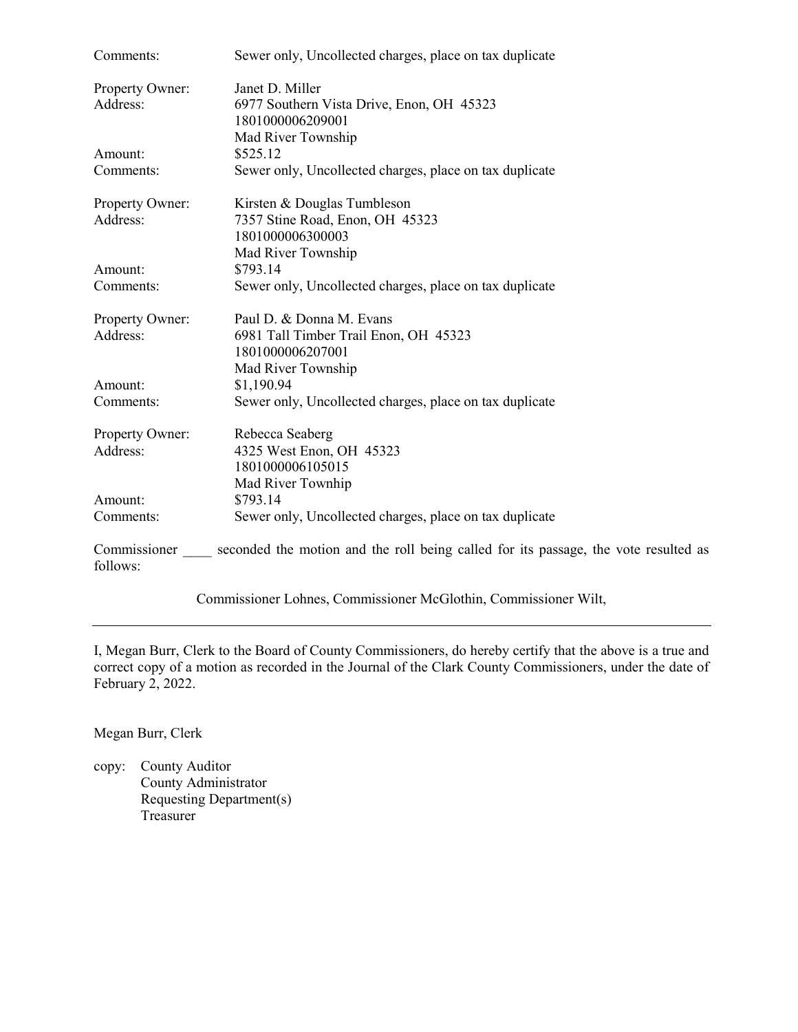Comments: Sewer only, Uncollected charges, place on tax duplicate

Property Owner: Janet D. Miller
Address: 6977 Southern Vista Drive, Enon, OH 45323
1801000006209001
Mad River Township
Amount: $525.12
Comments: Sewer only, Uncollected charges, place on tax duplicate

Property Owner: Kirsten & Douglas Tumbleson
Address: 7357 Stine Road, Enon, OH 45323
1801000006300003
Mad River Township
Amount: $793.14
Comments: Sewer only, Uncollected charges, place on tax duplicate

Property Owner: Paul D. & Donna M. Evans
Address: 6981 Tall Timber Trail Enon, OH 45323
1801000006207001
Mad River Township
Amount: $1,190.94
Comments: Sewer only, Uncollected charges, place on tax duplicate

Property Owner: Rebecca Seaberg
Address: 4325 West Enon, OH 45323
1801000006105015
Mad River Townhip
Amount: $793.14
Comments: Sewer only, Uncollected charges, place on tax duplicate

Commissioner ____ seconded the motion and the roll being called for its passage, the vote resulted as follows:

Commissioner Lohnes, Commissioner McGlothin, Commissioner Wilt,

---

I, Megan Burr, Clerk to the Board of County Commissioners, do hereby certify that the above is a true and correct copy of a motion as recorded in the Journal of the Clark County Commissioners, under the date of February 2, 2022.

Megan Burr, Clerk

copy: County Auditor
County Administrator
Requesting Department(s)
Treasurer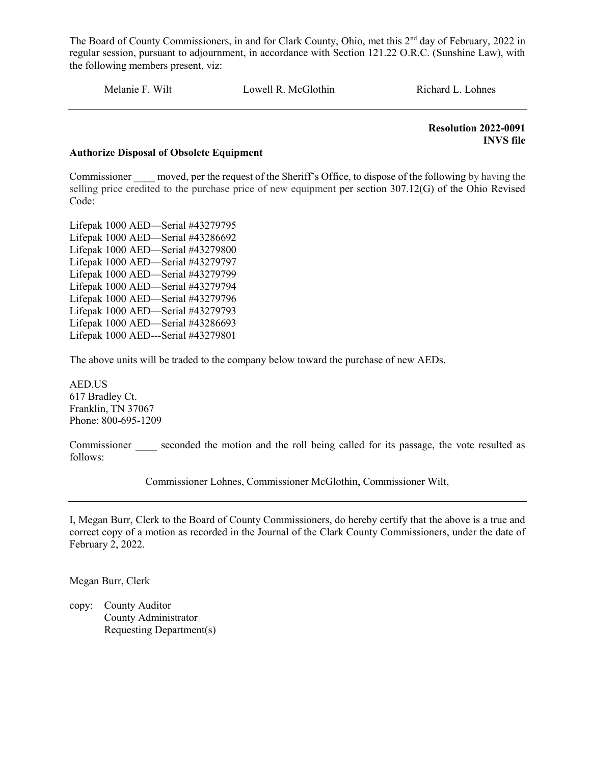The Board of County Commissioners, in and for Clark County, Ohio, met this 2nd day of February, 2022 in regular session, pursuant to adjournment, in accordance with Section 121.22 O.R.C. (Sunshine Law), with the following members present, viz:

Melanie F. Wilt     Lowell R. McGlothin     Richard L. Lohnes

---

**Resolution 2022-0091**
**INVS file**

**Authorize Disposal of Obsolete Equipment**

Commissioner ____ moved, per the request of the Sheriff's Office, to dispose of the following by having the selling price credited to the purchase price of new equipment per section 307.12(G) of the Ohio Revised Code:

Lifepak 1000 AED—Serial #43279795
Lifepak 1000 AED—Serial #43286692
Lifepak 1000 AED—Serial #43279800
Lifepak 1000 AED—Serial #43279797
Lifepak 1000 AED—Serial #43279799
Lifepak 1000 AED—Serial #43279794
Lifepak 1000 AED—Serial #43279796
Lifepak 1000 AED—Serial #43279793
Lifepak 1000 AED—Serial #43286693
Lifepak 1000 AED---Serial #43279801

The above units will be traded to the company below toward the purchase of new AEDs.

AED.US
617 Bradley Ct.
Franklin, TN 37067
Phone: 800-695-1209

Commissioner ____ seconded the motion and the roll being called for its passage, the vote resulted as follows:

Commissioner Lohnes, Commissioner McGlothin, Commissioner Wilt,

---

I, Megan Burr, Clerk to the Board of County Commissioners, do hereby certify that the above is a true and correct copy of a motion as recorded in the Journal of the Clark County Commissioners, under the date of February 2, 2022.

Megan Burr, Clerk

copy: County Auditor
County Administrator
Requesting Department(s)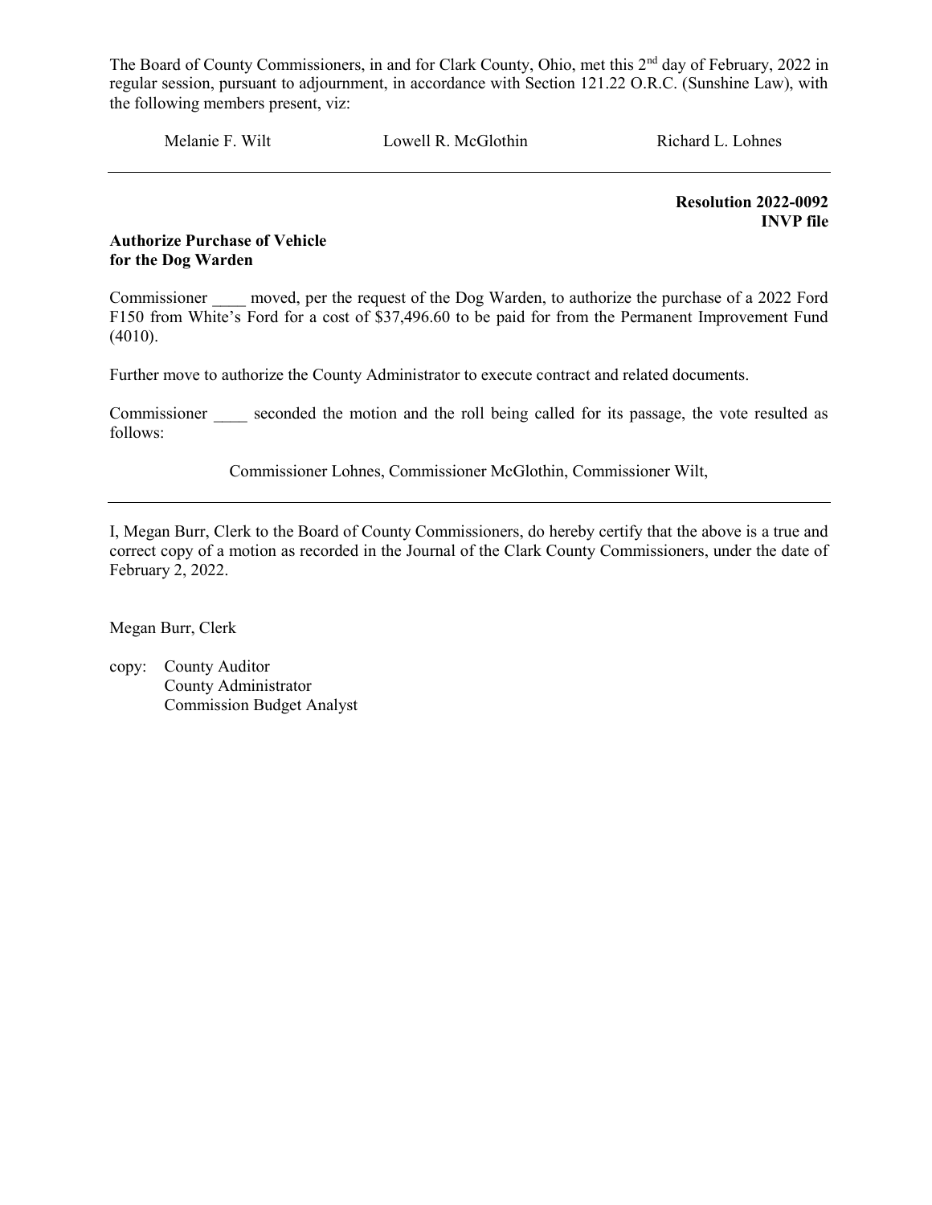The Board of County Commissioners, in and for Clark County, Ohio, met this 2nd day of February, 2022 in regular session, pursuant to adjournment, in accordance with Section 121.22 O.R.C. (Sunshine Law), with the following members present, viz:

Melanie F. Wilt Lowell R. McGlothin Richard L. Lohnes

---

**Resolution 2022-0092**
**INVP file**

**Authorize Purchase of Vehicle for the Dog Warden**

Commissioner ____ moved, per the request of the Dog Warden, to authorize the purchase of a 2022 Ford F150 from White's Ford for a cost of $37,496.60 to be paid for from the Permanent Improvement Fund (4010).

Further move to authorize the County Administrator to execute contract and related documents.

Commissioner ____ seconded the motion and the roll being called for its passage, the vote resulted as follows:

Commissioner Lohnes, Commissioner McGlothin, Commissioner Wilt,

---

I, Megan Burr, Clerk to the Board of County Commissioners, do hereby certify that the above is a true and correct copy of a motion as recorded in the Journal of the Clark County Commissioners, under the date of February 2, 2022.

Megan Burr, Clerk

copy: County Auditor
County Administrator
Commission Budget Analyst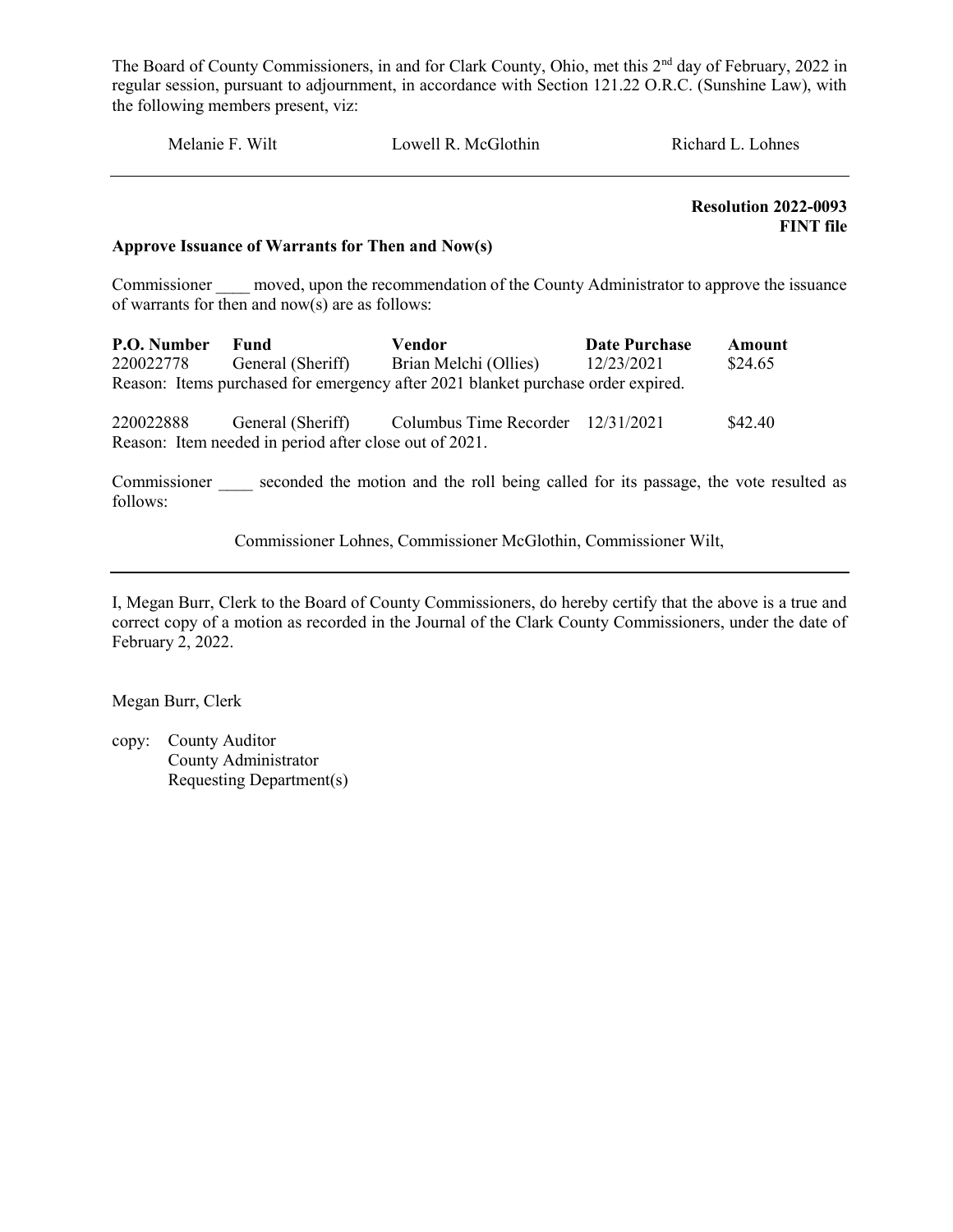The Board of County Commissioners, in and for Clark County, Ohio, met this 2nd day of February, 2022 in regular session, pursuant to adjournment, in accordance with Section 121.22 O.R.C. (Sunshine Law), with the following members present, viz:

Melanie F. Wilt    Lowell R. McGlothin    Richard L. Lohnes

---

**Resolution 2022-0093**
**FINT file**

**Approve Issuance of Warrants for Then and Now(s)**

Commissioner ____ moved, upon the recommendation of the County Administrator to approve the issuance of warrants for then and now(s) are as follows:

| P.O. Number | Fund | Vendor | Date Purchase | Amount |
|---|---|---|---|---|
| 220022778 | General (Sheriff) | Brian Melchi (Ollies) | 12/23/2021 | $24.65 |

Reason: Items purchased for emergency after 2021 blanket purchase order expired.

| P.O. Number | Fund | Vendor | Date Purchase | Amount |
|---|---|---|---|---|
| 220022888 | General (Sheriff) | Columbus Time Recorder | 12/31/2021 | $42.40 |

Reason: Item needed in period after close out of 2021.

Commissioner ____ seconded the motion and the roll being called for its passage, the vote resulted as follows:

Commissioner Lohnes, Commissioner McGlothin, Commissioner Wilt,

---

I, Megan Burr, Clerk to the Board of County Commissioners, do hereby certify that the above is a true and correct copy of a motion as recorded in the Journal of the Clark County Commissioners, under the date of February 2, 2022.

Megan Burr, Clerk

copy: County Auditor
County Administrator
Requesting Department(s)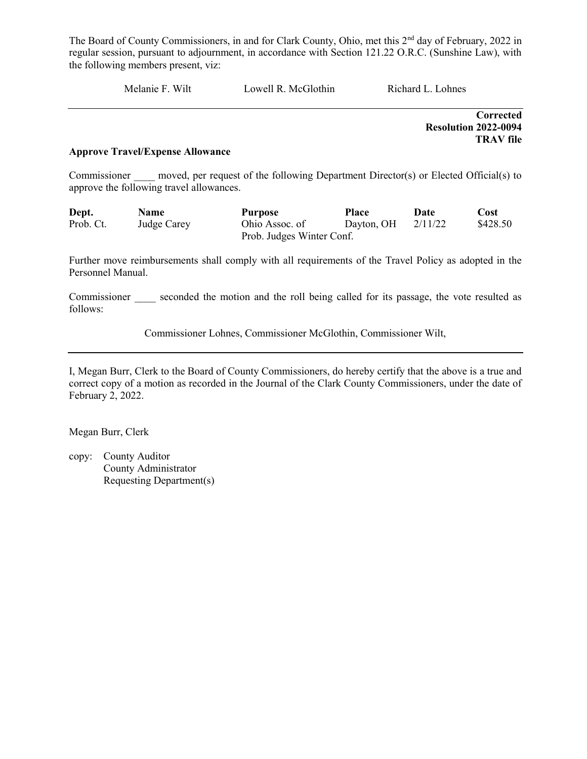The Board of County Commissioners, in and for Clark County, Ohio, met this 2nd day of February, 2022 in regular session, pursuant to adjournment, in accordance with Section 121.22 O.R.C. (Sunshine Law), with the following members present, viz:

Melanie F. Wilt Lowell R. McGlothin Richard L. Lohnes

---

**Corrected**
**Resolution 2022-0094**
**TRAV file**

**Approve Travel/Expense Allowance**

Commissioner ____ moved, per request of the following Department Director(s) or Elected Official(s) to approve the following travel allowances.

| Dept. | Name | Purpose | Place | Date | Cost |
|---|---|---|---|---|---|
| Prob. Ct. | Judge Carey | Ohio Assoc. of Prob. Judges Winter Conf. | Dayton, OH | 2/11/22 | $428.50 |

Further move reimbursements shall comply with all requirements of the Travel Policy as adopted in the Personnel Manual.

Commissioner ____ seconded the motion and the roll being called for its passage, the vote resulted as follows:

Commissioner Lohnes, Commissioner McGlothin, Commissioner Wilt,

---

I, Megan Burr, Clerk to the Board of County Commissioners, do hereby certify that the above is a true and correct copy of a motion as recorded in the Journal of the Clark County Commissioners, under the date of February 2, 2022.

Megan Burr, Clerk

copy: County Auditor
County Administrator
Requesting Department(s)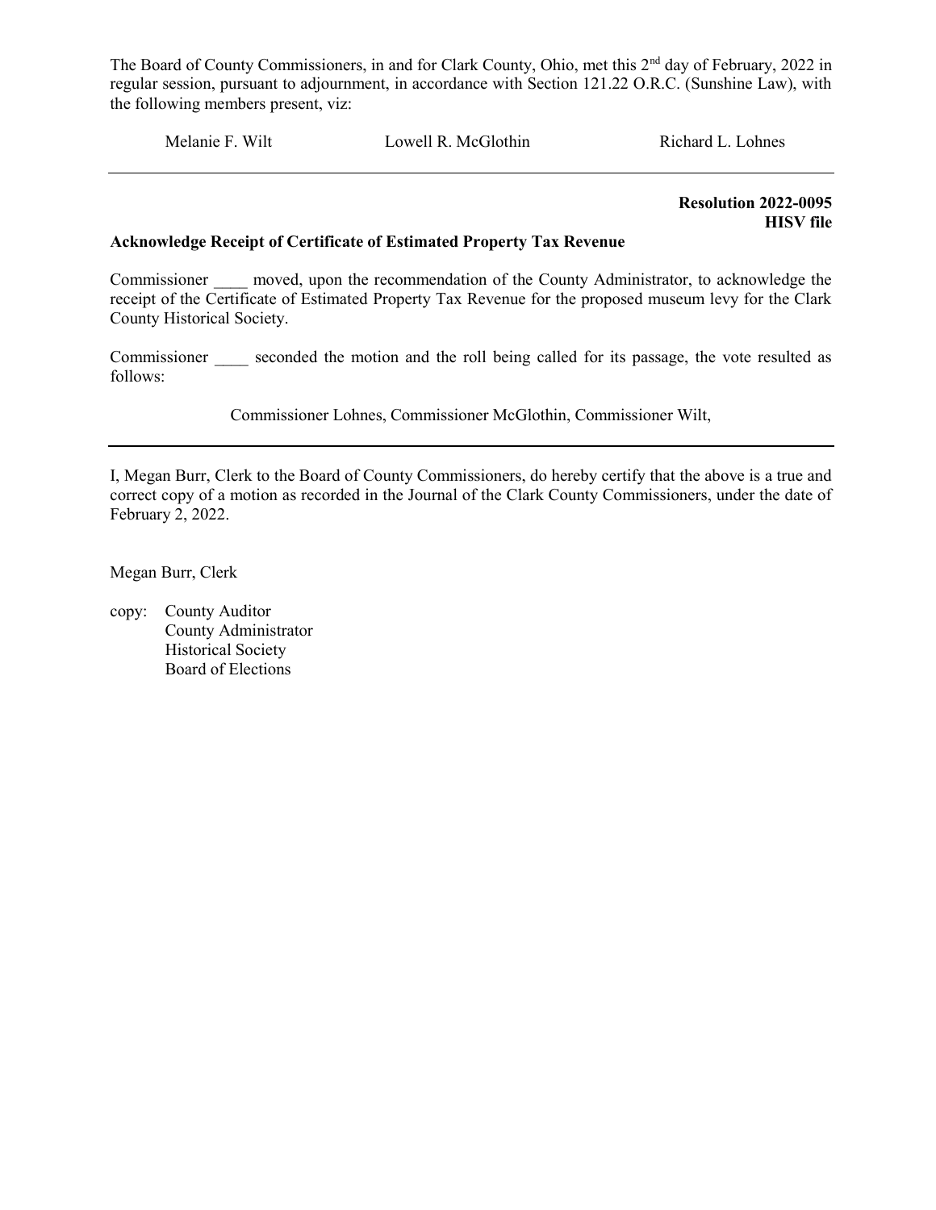The Board of County Commissioners, in and for Clark County, Ohio, met this 2nd day of February, 2022 in regular session, pursuant to adjournment, in accordance with Section 121.22 O.R.C. (Sunshine Law), with the following members present, viz:

Melanie F. Wilt Lowell R. McGlothin Richard L. Lohnes

---

**Resolution 2022-0095**
**HISV file**

**Acknowledge Receipt of Certificate of Estimated Property Tax Revenue**

Commissioner ____ moved, upon the recommendation of the County Administrator, to acknowledge the receipt of the Certificate of Estimated Property Tax Revenue for the proposed museum levy for the Clark County Historical Society.

Commissioner ____ seconded the motion and the roll being called for its passage, the vote resulted as follows:

Commissioner Lohnes, Commissioner McGlothin, Commissioner Wilt,

---

I, Megan Burr, Clerk to the Board of County Commissioners, do hereby certify that the above is a true and correct copy of a motion as recorded in the Journal of the Clark County Commissioners, under the date of February 2, 2022.

Megan Burr, Clerk

copy: County Auditor
County Administrator
Historical Society
Board of Elections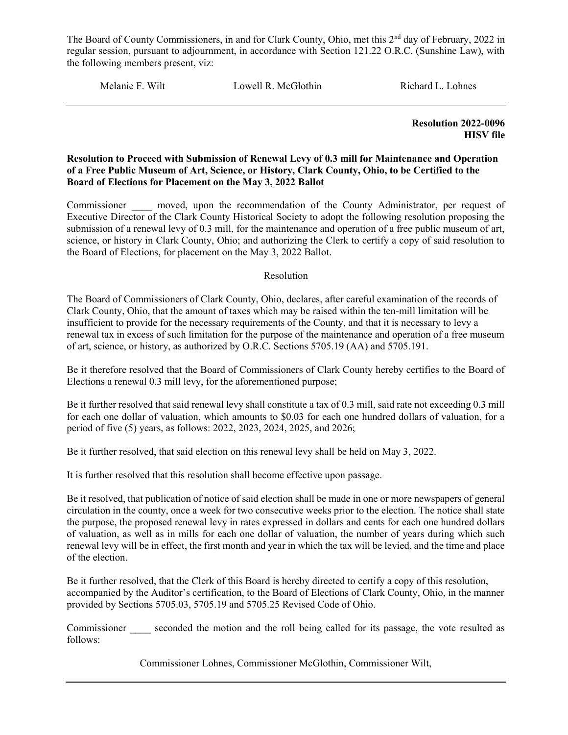The Board of County Commissioners, in and for Clark County, Ohio, met this 2nd day of February, 2022 in regular session, pursuant to adjournment, in accordance with Section 121.22 O.R.C. (Sunshine Law), with the following members present, viz:

| | | |
|---|---|---|
| Melanie F. Wilt | Lowell R. McGlothin | Richard L. Lohnes |

**Resolution 2022-0096**
**HISV file**

**Resolution to Proceed with Submission of Renewal Levy of 0.3 mill for Maintenance and Operation of a Free Public Museum of Art, Science, or History, Clark County, Ohio, to be Certified to the Board of Elections for Placement on the May 3, 2022 Ballot**

Commissioner ____ moved, upon the recommendation of the County Administrator, per request of Executive Director of the Clark County Historical Society to adopt the following resolution proposing the submission of a renewal levy of 0.3 mill, for the maintenance and operation of a free public museum of art, science, or history in Clark County, Ohio; and authorizing the Clerk to certify a copy of said resolution to the Board of Elections, for placement on the May 3, 2022 Ballot.

Resolution

The Board of Commissioners of Clark County, Ohio, declares, after careful examination of the records of Clark County, Ohio, that the amount of taxes which may be raised within the ten-mill limitation will be insufficient to provide for the necessary requirements of the County, and that it is necessary to levy a renewal tax in excess of such limitation for the purpose of the maintenance and operation of a free museum of art, science, or history, as authorized by O.R.C. Sections 5705.19 (AA) and 5705.191.

Be it therefore resolved that the Board of Commissioners of Clark County hereby certifies to the Board of Elections a renewal 0.3 mill levy, for the aforementioned purpose;

Be it further resolved that said renewal levy shall constitute a tax of 0.3 mill, said rate not exceeding 0.3 mill for each one dollar of valuation, which amounts to $0.03 for each one hundred dollars of valuation, for a period of five (5) years, as follows: 2022, 2023, 2024, 2025, and 2026;

Be it further resolved, that said election on this renewal levy shall be held on May 3, 2022.

It is further resolved that this resolution shall become effective upon passage.

Be it resolved, that publication of notice of said election shall be made in one or more newspapers of general circulation in the county, once a week for two consecutive weeks prior to the election. The notice shall state the purpose, the proposed renewal levy in rates expressed in dollars and cents for each one hundred dollars of valuation, as well as in mills for each one dollar of valuation, the number of years during which such renewal levy will be in effect, the first month and year in which the tax will be levied, and the time and place of the election.

Be it further resolved, that the Clerk of this Board is hereby directed to certify a copy of this resolution, accompanied by the Auditor's certification, to the Board of Elections of Clark County, Ohio, in the manner provided by Sections 5705.03, 5705.19 and 5705.25 Revised Code of Ohio.

Commissioner ____ seconded the motion and the roll being called for its passage, the vote resulted as follows:

Commissioner Lohnes, Commissioner McGlothin, Commissioner Wilt,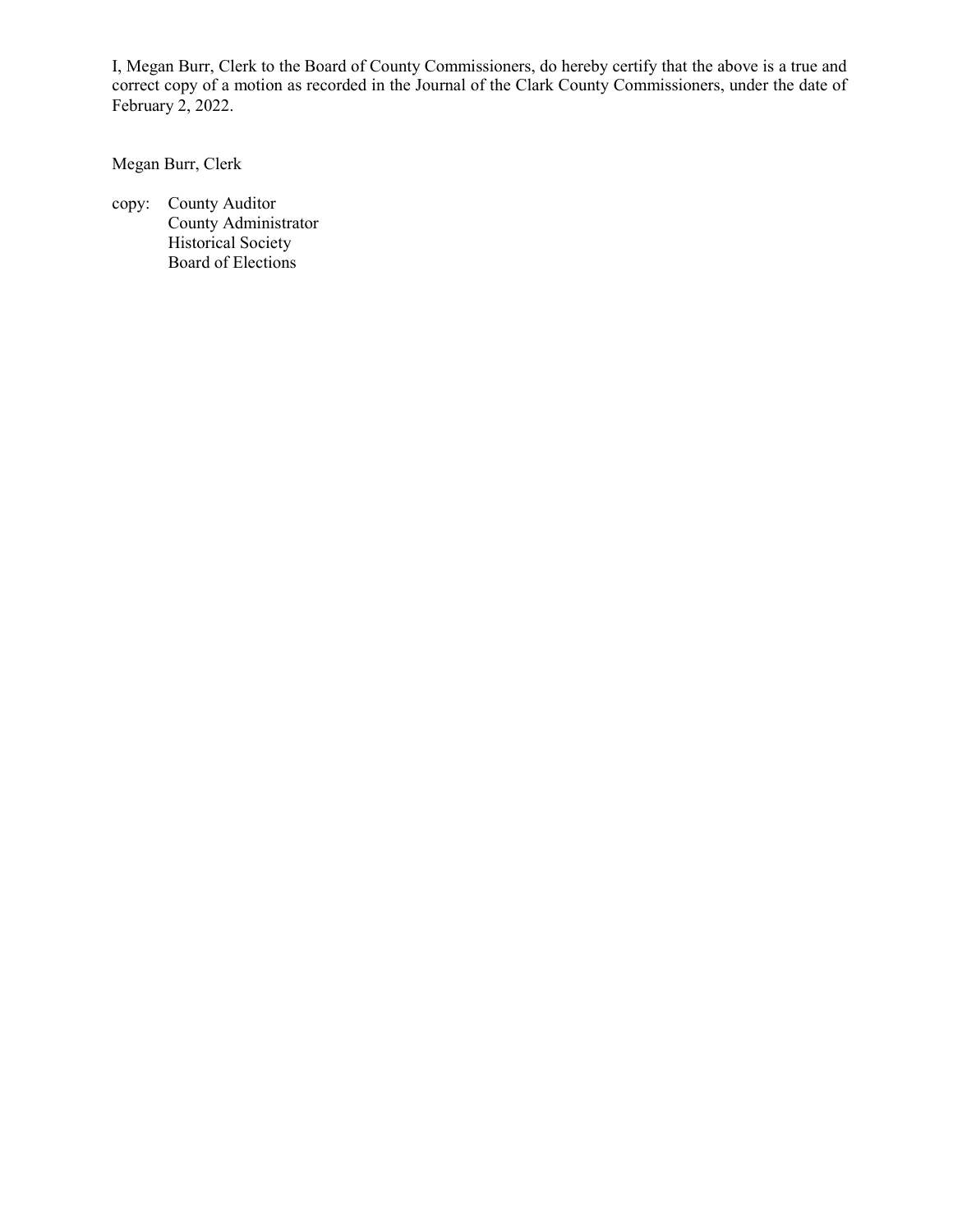I, Megan Burr, Clerk to the Board of County Commissioners, do hereby certify that the above is a true and correct copy of a motion as recorded in the Journal of the Clark County Commissioners, under the date of February 2, 2022.

Megan Burr, Clerk

copy: County Auditor
County Administrator
Historical Society
Board of Elections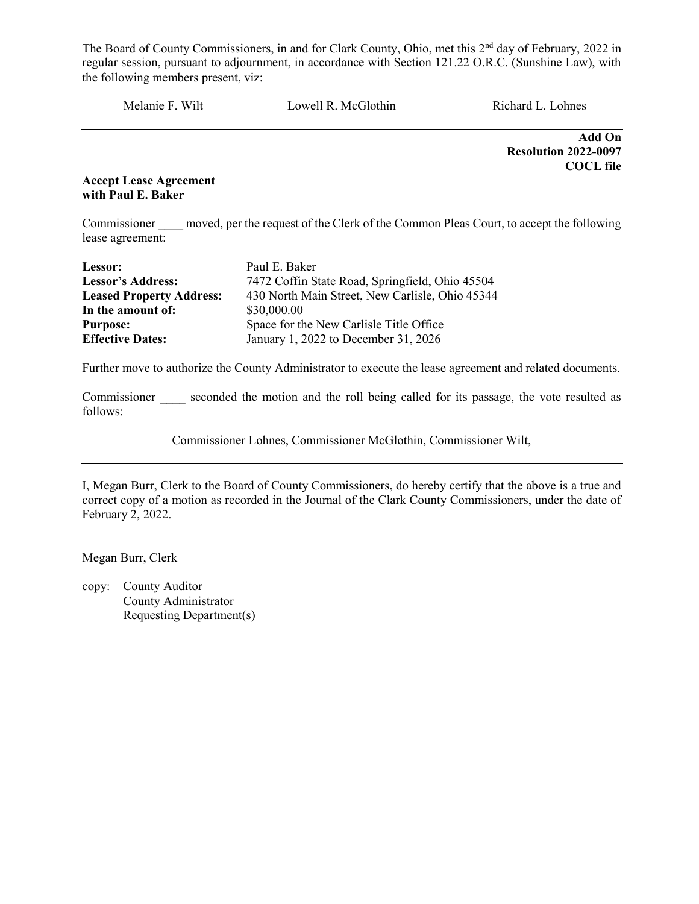The Board of County Commissioners, in and for Clark County, Ohio, met this 2nd day of February, 2022 in regular session, pursuant to adjournment, in accordance with Section 121.22 O.R.C. (Sunshine Law), with the following members present, viz:

| | | |
|---|---|---|
| Melanie F. Wilt | Lowell R. McGlothin | Richard L. Lohnes |

---

**Add On**
**Resolution 2022-0097**
**COCL file**

**Accept Lease Agreement with Paul E. Baker**

Commissioner ____ moved, per the request of the Clerk of the Common Pleas Court, to accept the following lease agreement:

| | |
|---|---|
| **Lessor:** | Paul E. Baker |
| **Lessor's Address:** | 7472 Coffin State Road, Springfield, Ohio 45504 |
| **Leased Property Address:** | 430 North Main Street, New Carlisle, Ohio 45344 |
| **In the amount of:** | $30,000.00 |
| **Purpose:** | Space for the New Carlisle Title Office |
| **Effective Dates:** | January 1, 2022 to December 31, 2026 |

Further move to authorize the County Administrator to execute the lease agreement and related documents.

Commissioner ____ seconded the motion and the roll being called for its passage, the vote resulted as follows:

Commissioner Lohnes, Commissioner McGlothin, Commissioner Wilt,

---

I, Megan Burr, Clerk to the Board of County Commissioners, do hereby certify that the above is a true and correct copy of a motion as recorded in the Journal of the Clark County Commissioners, under the date of February 2, 2022.

Megan Burr, Clerk

copy: County Auditor
County Administrator
Requesting Department(s)